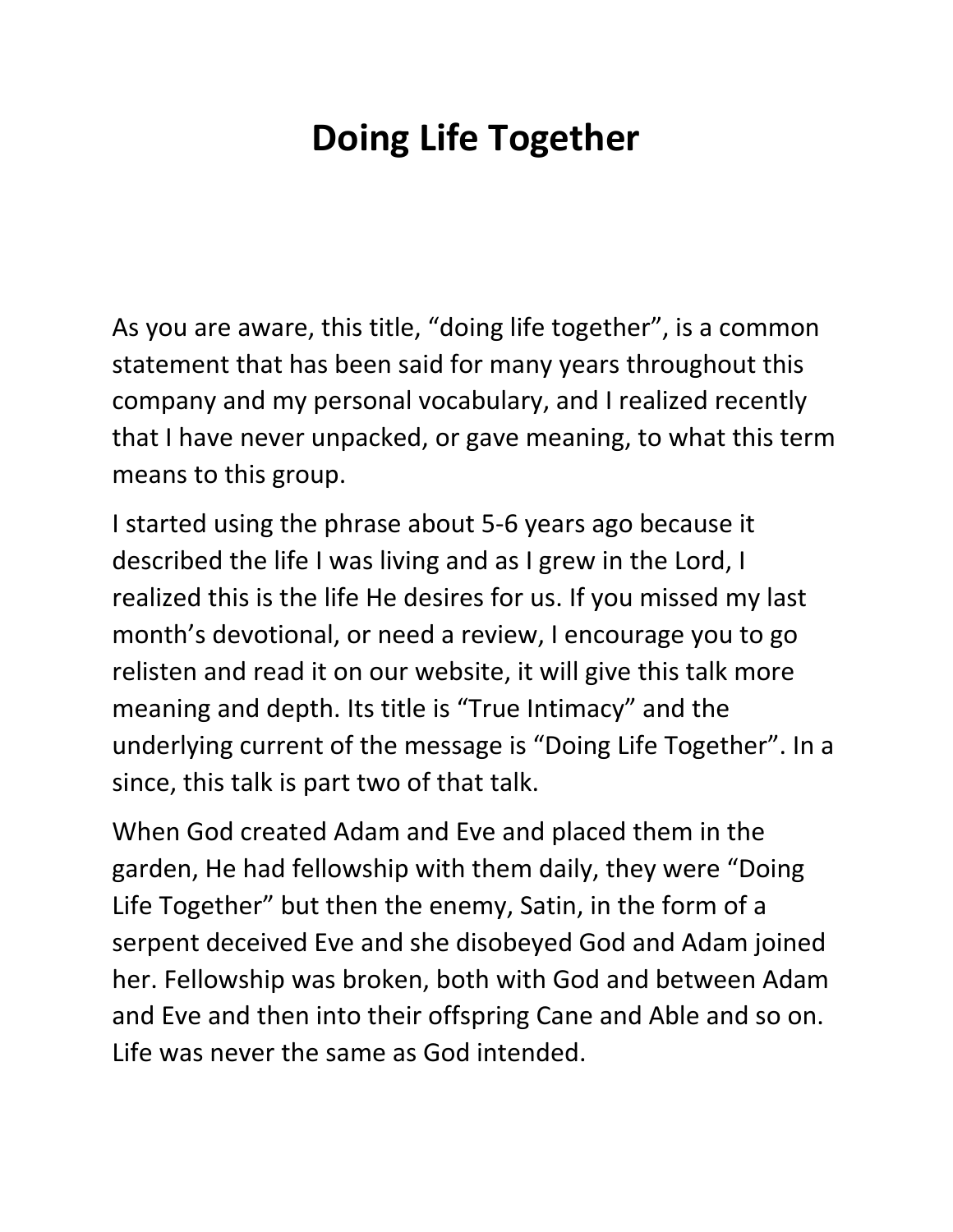# Doing Life Together

As you are aware, this title, “doing life together”, is a common statement that has been said for many years throughout this company and my personal vocabulary, and I realized recently that I have never unpacked, or gave meaning, to what this term means to this group.

I started using the phrase about 5-6 years ago because it described the life I was living and as I grew in the Lord, I realized this is the life He desires for us. If you missed my last month’s devotional, or need a review, I encourage you to go relisten and read it on our website, it will give this talk more meaning and depth. Its title is “True Intimacy” and the underlying current of the message is “Doing Life Together”. In a since, this talk is part two of that talk.

When God created Adam and Eve and placed them in the garden, He had fellowship with them daily, they were “Doing Life Together” but then the enemy, Satin, in the form of a serpent deceived Eve and she disobeyed God and Adam joined her. Fellowship was broken, both with God and between Adam and Eve and then into their offspring Cane and Able and so on. Life was never the same as God intended.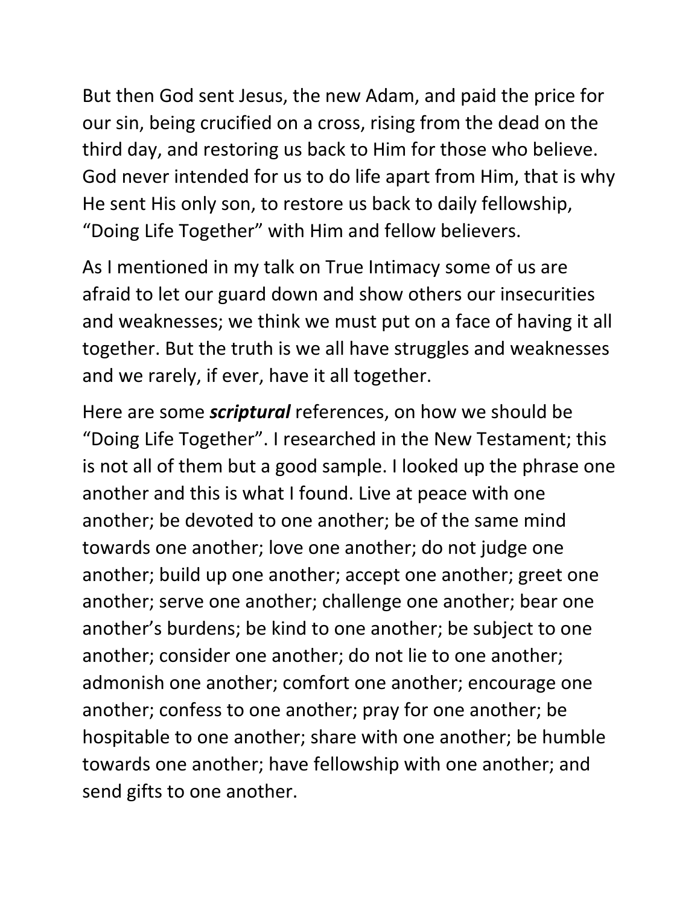But then God sent Jesus, the new Adam, and paid the price for our sin, being crucified on a cross, rising from the dead on the third day, and restoring us back to Him for those who believe. God never intended for us to do life apart from Him, that is why He sent His only son, to restore us back to daily fellowship, “Doing Life Together” with Him and fellow believers.

As I mentioned in my talk on True Intimacy some of us are afraid to let our guard down and show others our insecurities and weaknesses; we think we must put on a face of having it all together. But the truth is we all have struggles and weaknesses and we rarely, if ever, have it all together.

Here are some ***scriptural*** references, on how we should be “Doing Life Together”. I researched in the New Testament; this is not all of them but a good sample. I looked up the phrase one another and this is what I found. Live at peace with one another; be devoted to one another; be of the same mind towards one another; love one another; do not judge one another; build up one another; accept one another; greet one another; serve one another; challenge one another; bear one another’s burdens; be kind to one another; be subject to one another; consider one another; do not lie to one another; admonish one another; comfort one another; encourage one another; confess to one another; pray for one another; be hospitable to one another; share with one another; be humble towards one another; have fellowship with one another; and send gifts to one another.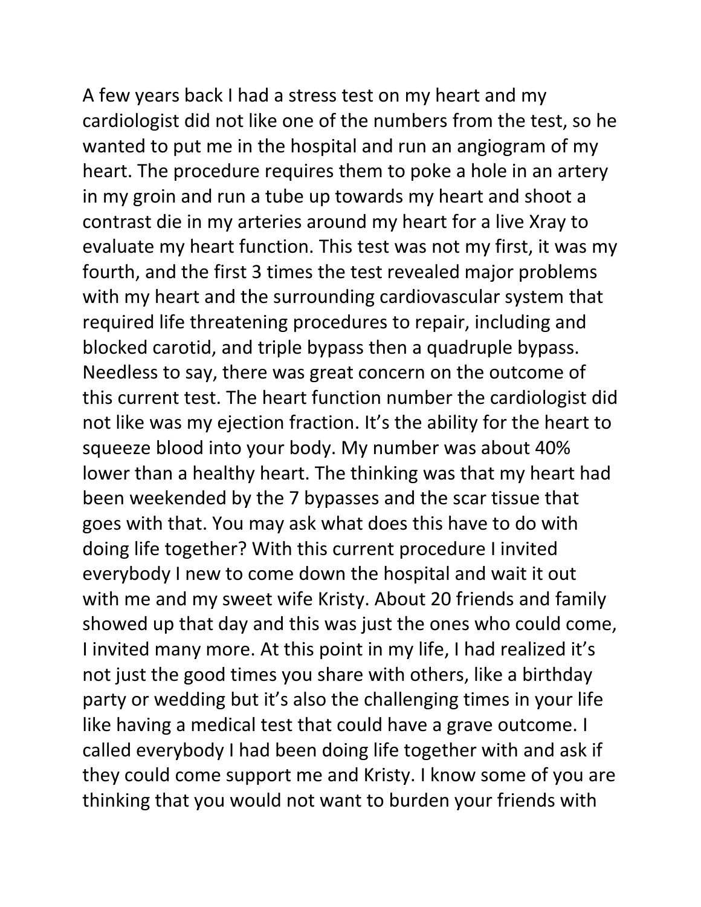A few years back I had a stress test on my heart and my cardiologist did not like one of the numbers from the test, so he wanted to put me in the hospital and run an angiogram of my heart. The procedure requires them to poke a hole in an artery in my groin and run a tube up towards my heart and shoot a contrast die in my arteries around my heart for a live Xray to evaluate my heart function. This test was not my first, it was my fourth, and the first 3 times the test revealed major problems with my heart and the surrounding cardiovascular system that required life threatening procedures to repair, including and blocked carotid, and triple bypass then a quadruple bypass. Needless to say, there was great concern on the outcome of this current test. The heart function number the cardiologist did not like was my ejection fraction. It's the ability for the heart to squeeze blood into your body. My number was about 40% lower than a healthy heart. The thinking was that my heart had been weekended by the 7 bypasses and the scar tissue that goes with that. You may ask what does this have to do with doing life together? With this current procedure I invited everybody I new to come down the hospital and wait it out with me and my sweet wife Kristy. About 20 friends and family showed up that day and this was just the ones who could come, I invited many more. At this point in my life, I had realized it's not just the good times you share with others, like a birthday party or wedding but it's also the challenging times in your life like having a medical test that could have a grave outcome. I called everybody I had been doing life together with and ask if they could come support me and Kristy. I know some of you are thinking that you would not want to burden your friends with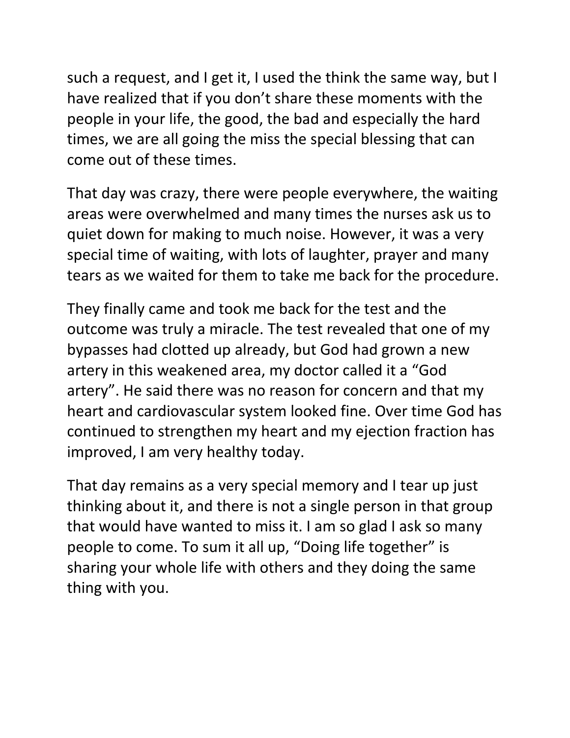such a request, and I get it, I used the think the same way, but I have realized that if you don't share these moments with the people in your life, the good, the bad and especially the hard times, we are all going the miss the special blessing that can come out of these times.

That day was crazy, there were people everywhere, the waiting areas were overwhelmed and many times the nurses ask us to quiet down for making to much noise. However, it was a very special time of waiting, with lots of laughter, prayer and many tears as we waited for them to take me back for the procedure.

They finally came and took me back for the test and the outcome was truly a miracle. The test revealed that one of my bypasses had clotted up already, but God had grown a new artery in this weakened area, my doctor called it a "God artery". He said there was no reason for concern and that my heart and cardiovascular system looked fine. Over time God has continued to strengthen my heart and my ejection fraction has improved, I am very healthy today.

That day remains as a very special memory and I tear up just thinking about it, and there is not a single person in that group that would have wanted to miss it. I am so glad I ask so many people to come. To sum it all up, "Doing life together" is sharing your whole life with others and they doing the same thing with you.